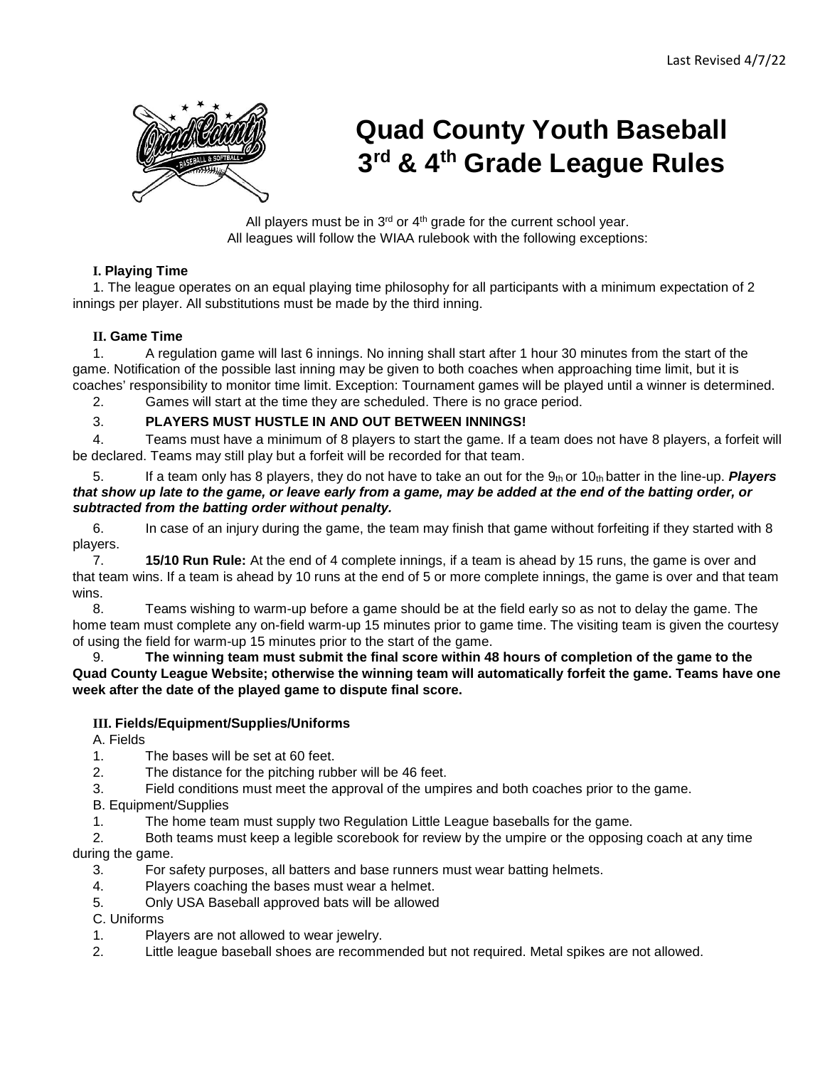Last Revised 4/7/22

# Quad County Youth Baseball 3rd & 4th Grade League Rules

All players must be in 3rd or 4th grade for the current school year.
All leagues will follow the WIAA rulebook with the following exceptions:

## I. Playing Time

1. The league operates on an equal playing time philosophy for all participants with a minimum expectation of 2 innings per player. All substitutions must be made by the third inning.

## II. Game Time

1. A regulation game will last 6 innings. No inning shall start after 1 hour 30 minutes from the start of the game. Notification of the possible last inning may be given to both coaches when approaching time limit, but it is coaches' responsibility to monitor time limit. Exception: Tournament games will be played until a winner is determined.
2. Games will start at the time they are scheduled. There is no grace period.
3. **PLAYERS MUST HUSTLE IN AND OUT BETWEEN INNINGS!**
4. Teams must have a minimum of 8 players to start the game. If a team does not have 8 players, a forfeit will be declared. Teams may still play but a forfeit will be recorded for that team.
5. If a team only has 8 players, they do not have to take an out for the 9th or 10th batter in the line-up. ***Players that show up late to the game, or leave early from a game, may be added at the end of the batting order, or subtracted from the batting order without penalty.***
6. In case of an injury during the game, the team may finish that game without forfeiting if they started with 8 players.
7. **15/10 Run Rule:** At the end of 4 complete innings, if a team is ahead by 15 runs, the game is over and that team wins. If a team is ahead by 10 runs at the end of 5 or more complete innings, the game is over and that team wins.
8. Teams wishing to warm-up before a game should be at the field early so as not to delay the game. The home team must complete any on-field warm-up 15 minutes prior to game time. The visiting team is given the courtesy of using the field for warm-up 15 minutes prior to the start of the game.
9. **The winning team must submit the final score within 48 hours of completion of the game to the Quad County League Website; otherwise the winning team will automatically forfeit the game. Teams have one week after the date of the played game to dispute final score.**

## III. Fields/Equipment/Supplies/Uniforms

A. Fields

1. The bases will be set at 60 feet.
2. The distance for the pitching rubber will be 46 feet.
3. Field conditions must meet the approval of the umpires and both coaches prior to the game.

B. Equipment/Supplies

1. The home team must supply two Regulation Little League baseballs for the game.
2. Both teams must keep a legible scorebook for review by the umpire or the opposing coach at any time during the game.
3. For safety purposes, all batters and base runners must wear batting helmets.
4. Players coaching the bases must wear a helmet.
5. Only USA Baseball approved bats will be allowed

C. Uniforms

1. Players are not allowed to wear jewelry.
2. Little league baseball shoes are recommended but not required. Metal spikes are not allowed.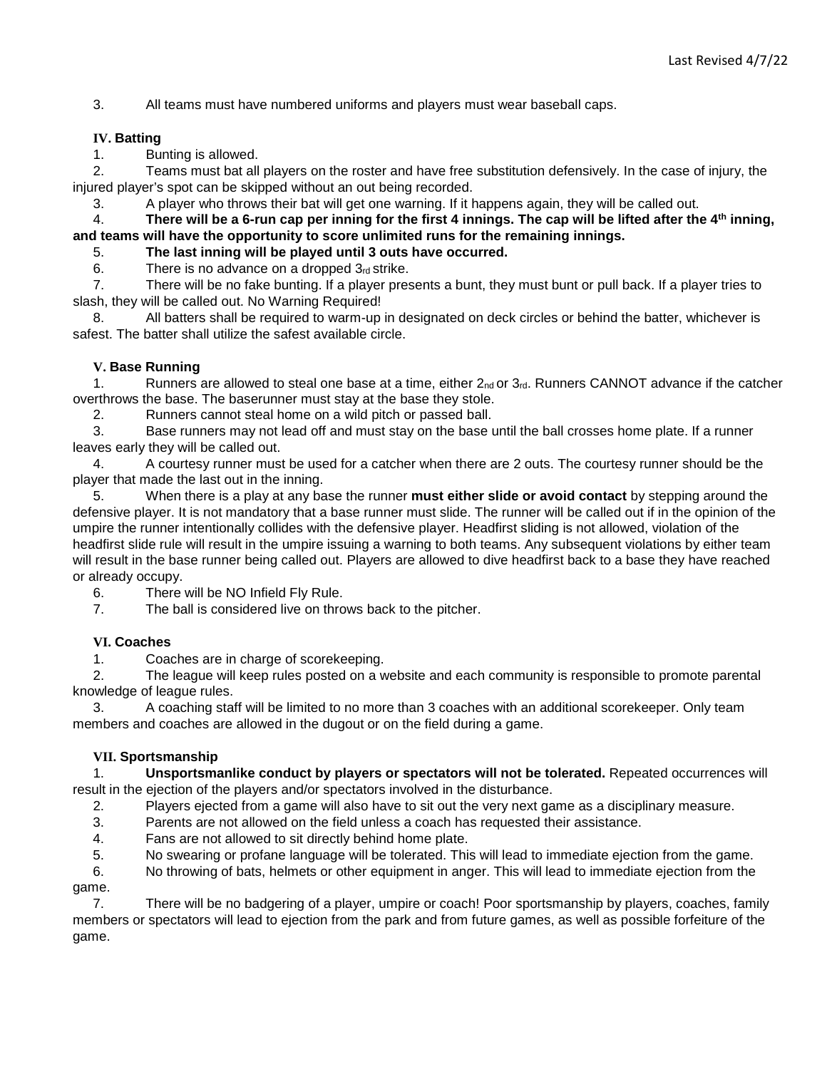3. All teams must have numbered uniforms and players must wear baseball caps.

### IV. Batting

1. Bunting is allowed.
2. Teams must bat all players on the roster and have free substitution defensively. In the case of injury, the injured player's spot can be skipped without an out being recorded.
3. A player who throws their bat will get one warning. If it happens again, they will be called out.
4. **There will be a 6-run cap per inning for the first 4 innings. The cap will be lifted after the 4th inning, and teams will have the opportunity to score unlimited runs for the remaining innings.**
5. **The last inning will be played until 3 outs have occurred.**
6. There is no advance on a dropped 3rd strike.
7. There will be no fake bunting. If a player presents a bunt, they must bunt or pull back. If a player tries to slash, they will be called out. No Warning Required!
8. All batters shall be required to warm-up in designated on deck circles or behind the batter, whichever is safest. The batter shall utilize the safest available circle.

### V. Base Running

1. Runners are allowed to steal one base at a time, either 2nd or 3rd. Runners CANNOT advance if the catcher overthrows the base. The baserunner must stay at the base they stole.
2. Runners cannot steal home on a wild pitch or passed ball.
3. Base runners may not lead off and must stay on the base until the ball crosses home plate. If a runner leaves early they will be called out.
4. A courtesy runner must be used for a catcher when there are 2 outs. The courtesy runner should be the player that made the last out in the inning.
5. When there is a play at any base the runner **must either slide or avoid contact** by stepping around the defensive player. It is not mandatory that a base runner must slide. The runner will be called out if in the opinion of the umpire the runner intentionally collides with the defensive player. Headfirst sliding is not allowed, violation of the headfirst slide rule will result in the umpire issuing a warning to both teams. Any subsequent violations by either team will result in the base runner being called out. Players are allowed to dive headfirst back to a base they have reached or already occupy.
6. There will be NO Infield Fly Rule.
7. The ball is considered live on throws back to the pitcher.

### VI. Coaches

1. Coaches are in charge of scorekeeping.
2. The league will keep rules posted on a website and each community is responsible to promote parental knowledge of league rules.
3. A coaching staff will be limited to no more than 3 coaches with an additional scorekeeper. Only team members and coaches are allowed in the dugout or on the field during a game.

### VII. Sportsmanship

1. **Unsportsmanlike conduct by players or spectators will not be tolerated.** Repeated occurrences will result in the ejection of the players and/or spectators involved in the disturbance.
2. Players ejected from a game will also have to sit out the very next game as a disciplinary measure.
3. Parents are not allowed on the field unless a coach has requested their assistance.
4. Fans are not allowed to sit directly behind home plate.
5. No swearing or profane language will be tolerated. This will lead to immediate ejection from the game.
6. No throwing of bats, helmets or other equipment in anger. This will lead to immediate ejection from the game.
7. There will be no badgering of a player, umpire or coach! Poor sportsmanship by players, coaches, family members or spectators will lead to ejection from the park and from future games, as well as possible forfeiture of the game.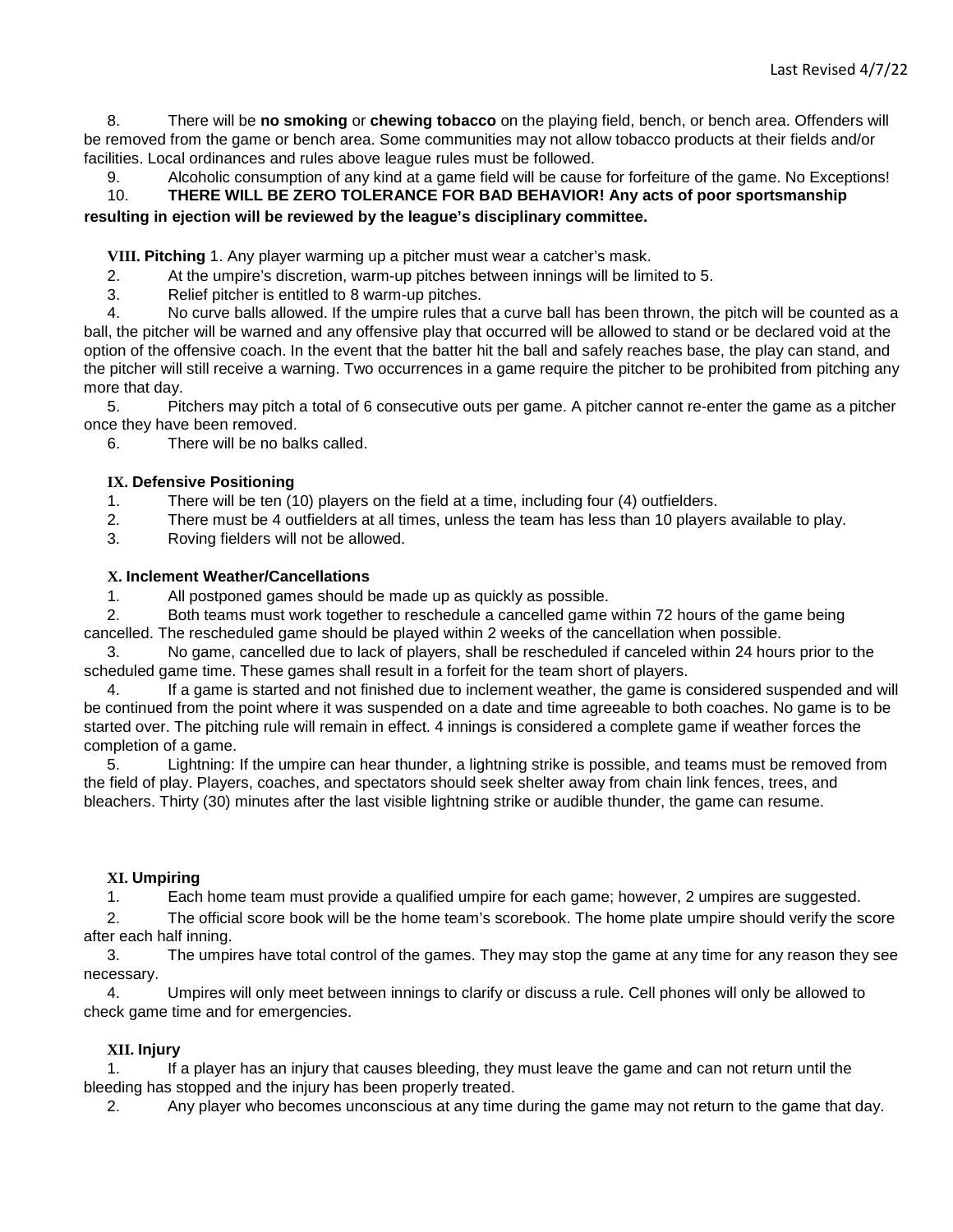8. There will be **no smoking** or **chewing tobacco** on the playing field, bench, or bench area. Offenders will be removed from the game or bench area. Some communities may not allow tobacco products at their fields and/or facilities. Local ordinances and rules above league rules must be followed.

9. Alcoholic consumption of any kind at a game field will be cause for forfeiture of the game. No Exceptions!

10. **THERE WILL BE ZERO TOLERANCE FOR BAD BEHAVIOR! Any acts of poor sportsmanship resulting in ejection will be reviewed by the league's disciplinary committee.**

**VIII. Pitching** 1. Any player warming up a pitcher must wear a catcher's mask.

2. At the umpire's discretion, warm-up pitches between innings will be limited to 5.
3. Relief pitcher is entitled to 8 warm-up pitches.
4. No curve balls allowed. If the umpire rules that a curve ball has been thrown, the pitch will be counted as a ball, the pitcher will be warned and any offensive play that occurred will be allowed to stand or be declared void at the option of the offensive coach. In the event that the batter hit the ball and safely reaches base, the play can stand, and the pitcher will still receive a warning. Two occurrences in a game require the pitcher to be prohibited from pitching any more that day.
5. Pitchers may pitch a total of 6 consecutive outs per game. A pitcher cannot re-enter the game as a pitcher once they have been removed.
6. There will be no balks called.

### IX. Defensive Positioning

1. There will be ten (10) players on the field at a time, including four (4) outfielders.
2. There must be 4 outfielders at all times, unless the team has less than 10 players available to play.
3. Roving fielders will not be allowed.

### X. Inclement Weather/Cancellations

1. All postponed games should be made up as quickly as possible.
2. Both teams must work together to reschedule a cancelled game within 72 hours of the game being cancelled. The rescheduled game should be played within 2 weeks of the cancellation when possible.
3. No game, cancelled due to lack of players, shall be rescheduled if canceled within 24 hours prior to the scheduled game time. These games shall result in a forfeit for the team short of players.
4. If a game is started and not finished due to inclement weather, the game is considered suspended and will be continued from the point where it was suspended on a date and time agreeable to both coaches. No game is to be started over. The pitching rule will remain in effect. 4 innings is considered a complete game if weather forces the completion of a game.
5. Lightning: If the umpire can hear thunder, a lightning strike is possible, and teams must be removed from the field of play. Players, coaches, and spectators should seek shelter away from chain link fences, trees, and bleachers. Thirty (30) minutes after the last visible lightning strike or audible thunder, the game can resume.

### XI. Umpiring

1. Each home team must provide a qualified umpire for each game; however, 2 umpires are suggested.
2. The official score book will be the home team's scorebook. The home plate umpire should verify the score after each half inning.
3. The umpires have total control of the games. They may stop the game at any time for any reason they see necessary.
4. Umpires will only meet between innings to clarify or discuss a rule. Cell phones will only be allowed to check game time and for emergencies.

### XII. Injury

1. If a player has an injury that causes bleeding, they must leave the game and can not return until the bleeding has stopped and the injury has been properly treated.
2. Any player who becomes unconscious at any time during the game may not return to the game that day.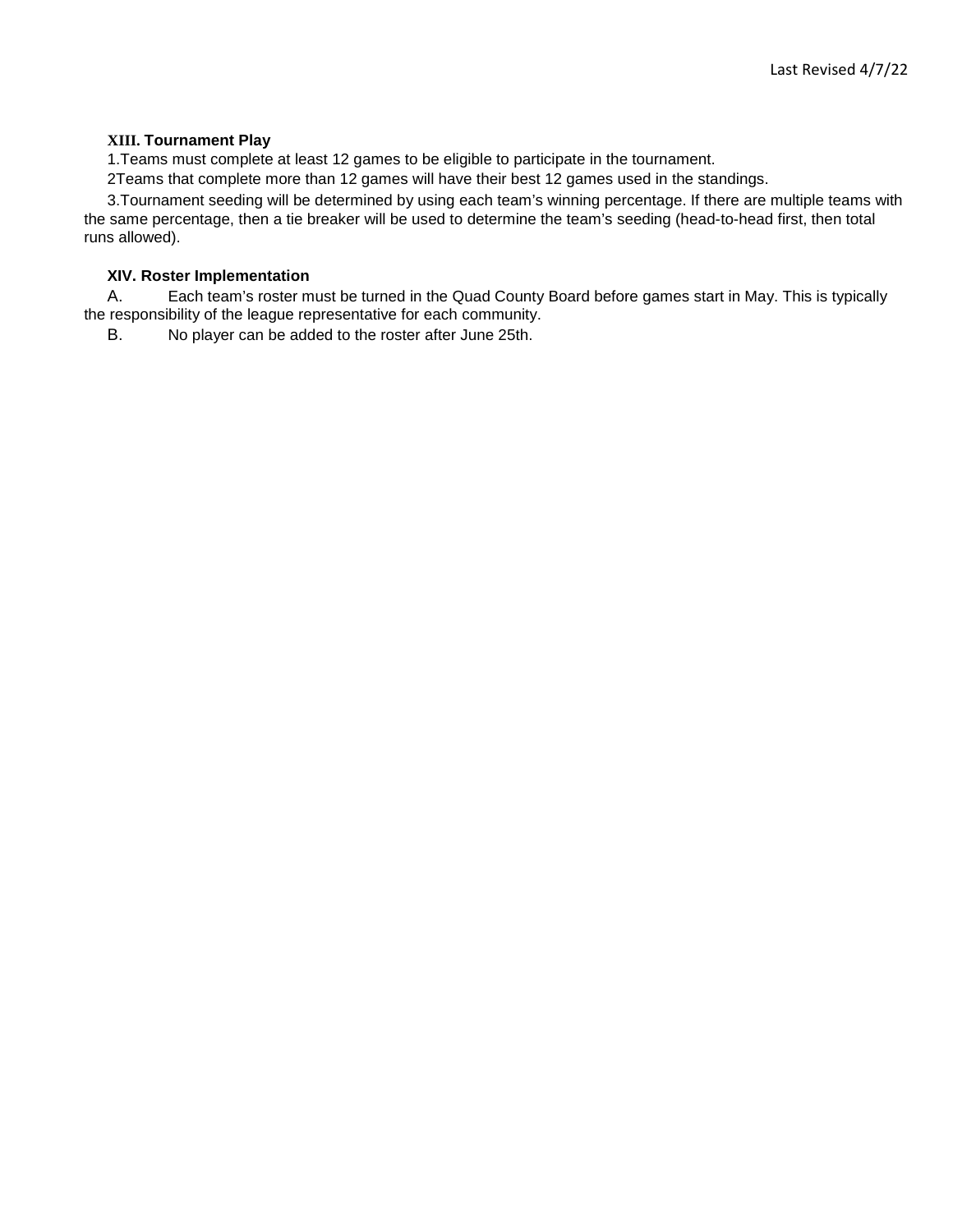**XIII. Tournament Play**

1.Teams must complete at least 12 games to be eligible to participate in the tournament.

2Teams that complete more than 12 games will have their best 12 games used in the standings.

3.Tournament seeding will be determined by using each team's winning percentage. If there are multiple teams with the same percentage, then a tie breaker will be used to determine the team's seeding (head-to-head first, then total runs allowed).

**XIV. Roster Implementation**

A. Each team's roster must be turned in the Quad County Board before games start in May. This is typically the responsibility of the league representative for each community.

B. No player can be added to the roster after June 25th.